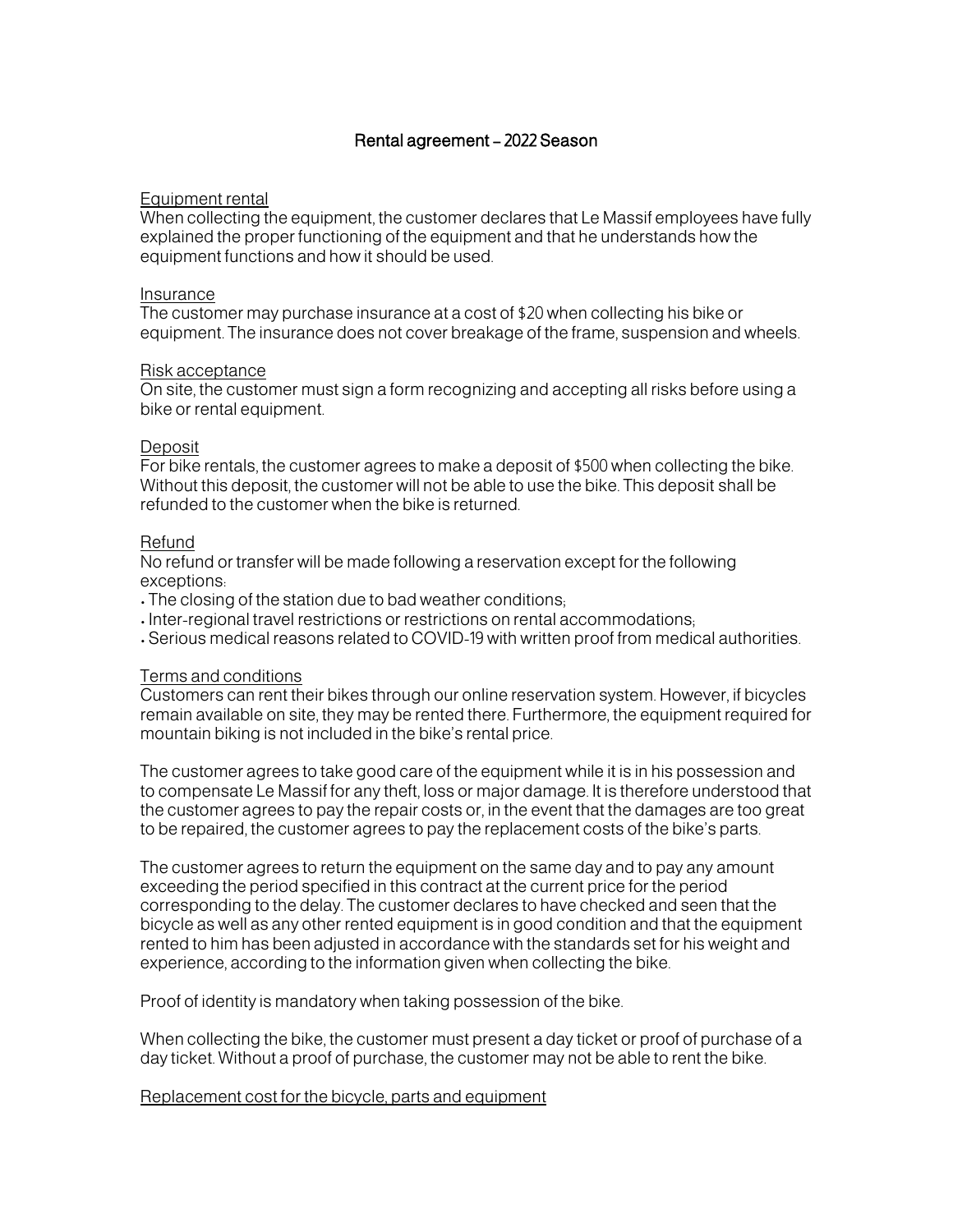# Rental agreement – 2022 Season

## Equipment rental

When collecting the equipment, the customer declares that Le Massif employees have fully explained the proper functioning of the equipment and that he understands how the equipment functions and how it should be used.

## Insurance

The customer may purchase insurance at a cost of $20 when collecting his bike or equipment. The insurance does not cover breakage of the frame, suspension and wheels.

## Risk acceptance

On site, the customer must sign a form recognizing and accepting all risks before using a bike or rental equipment.

## Deposit

For bike rentals, the customer agrees to make a deposit of $500 when collecting the bike. Without this deposit, the customer will not be able to use the bike. This deposit shall be refunded to the customer when the bike is returned.

## Refund

No refund or transfer will be made following a reservation except for the following exceptions:

- The closing of the station due to bad weather conditions;
- Inter-regional travel restrictions or restrictions on rental accommodations;
- Serious medical reasons related to COVID-19 with written proof from medical authorities.

## Terms and conditions

Customers can rent their bikes through our online reservation system. However, if bicycles remain available on site, they may be rented there. Furthermore, the equipment required for mountain biking is not included in the bike's rental price.

The customer agrees to take good care of the equipment while it is in his possession and to compensate Le Massif for any theft, loss or major damage. It is therefore understood that the customer agrees to pay the repair costs or, in the event that the damages are too great to be repaired, the customer agrees to pay the replacement costs of the bike's parts.

The customer agrees to return the equipment on the same day and to pay any amount exceeding the period specified in this contract at the current price for the period corresponding to the delay. The customer declares to have checked and seen that the bicycle as well as any other rented equipment is in good condition and that the equipment rented to him has been adjusted in accordance with the standards set for his weight and experience, according to the information given when collecting the bike.

Proof of identity is mandatory when taking possession of the bike.

When collecting the bike, the customer must present a day ticket or proof of purchase of a day ticket. Without a proof of purchase, the customer may not be able to rent the bike.

## Replacement cost for the bicycle, parts and equipment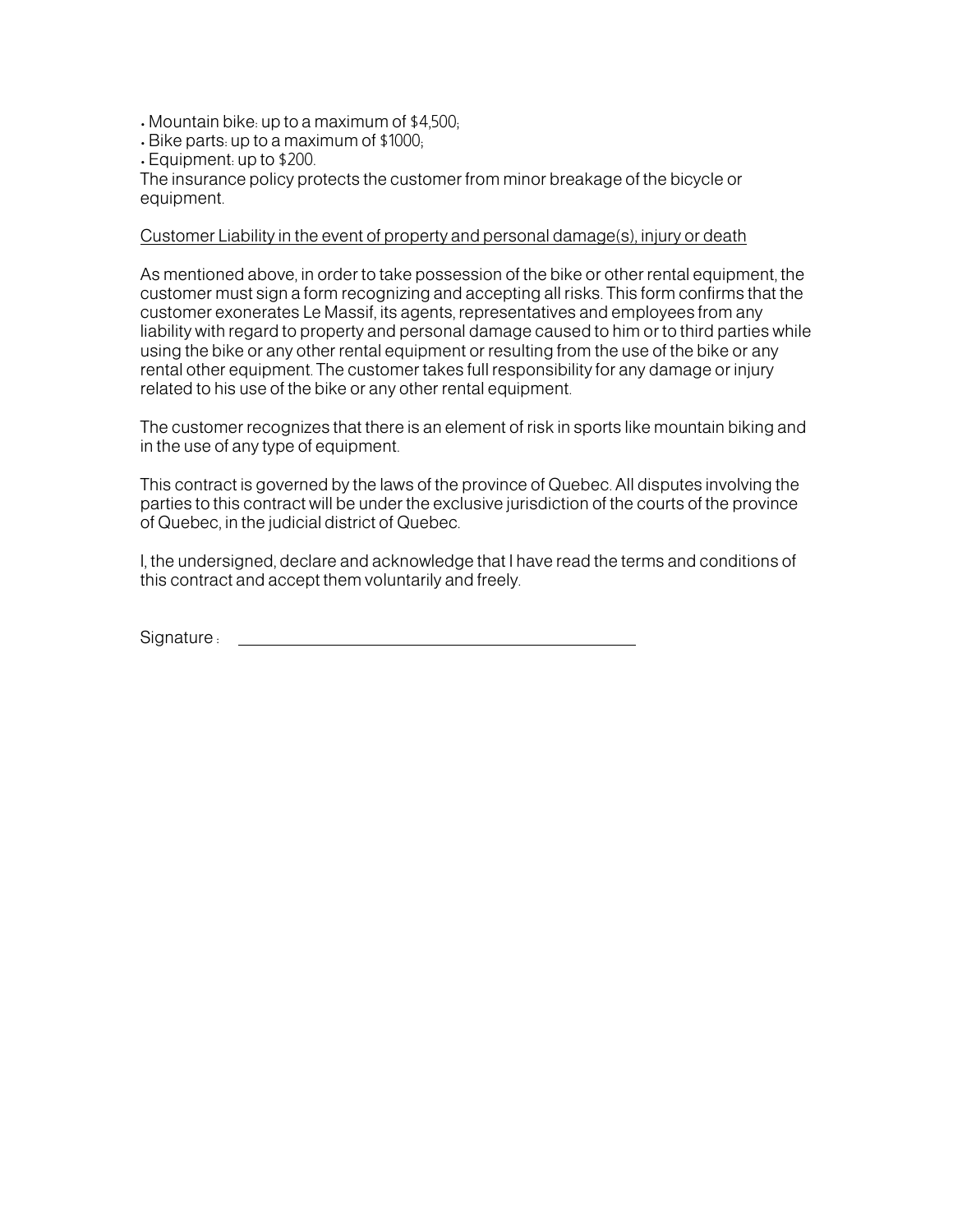- Mountain bike: up to a maximum of $4,500;
- Bike parts: up to a maximum of $1000;
- Equipment: up to $200.

The insurance policy protects the customer from minor breakage of the bicycle or equipment.

<u>Customer Liability in the event of property and personal damage(s), injury or death</u>

As mentioned above, in order to take possession of the bike or other rental equipment, the customer must sign a form recognizing and accepting all risks. This form confirms that the customer exonerates Le Massif, its agents, representatives and employees from any liability with regard to property and personal damage caused to him or to third parties while using the bike or any other rental equipment or resulting from the use of the bike or any rental other equipment. The customer takes full responsibility for any damage or injury related to his use of the bike or any other rental equipment.

The customer recognizes that there is an element of risk in sports like mountain biking and in the use of any type of equipment.

This contract is governed by the laws of the province of Quebec. All disputes involving the parties to this contract will be under the exclusive jurisdiction of the courts of the province of Quebec, in the judicial district of Quebec.

I, the undersigned, declare and acknowledge that I have read the terms and conditions of this contract and accept them voluntarily and freely.

Signature : ____________________________________________